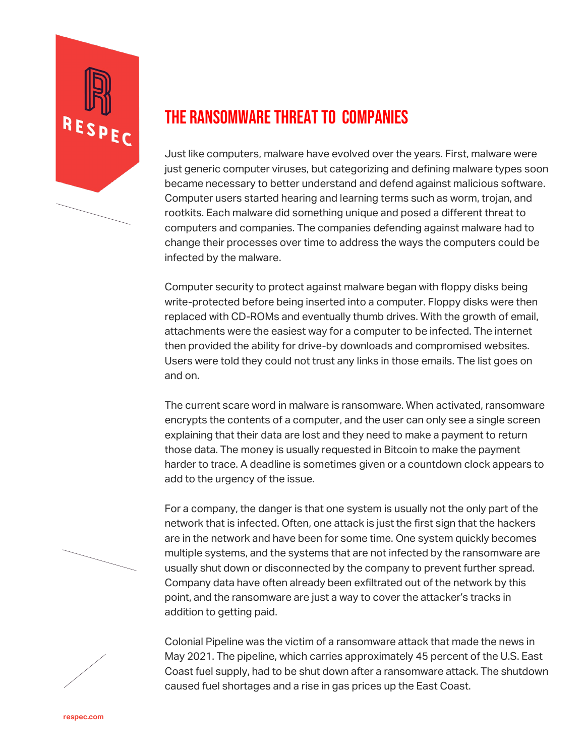# THE RANSOMWARE THREAT TO COMPANIES

Just like computers, malware have evolved over the years. First, malware were just generic computer viruses, but categorizing and defining malware types soon became necessary to better understand and defend against malicious software. Computer users started hearing and learning terms such as worm, trojan, and rootkits. Each malware did something unique and posed a different threat to computers and companies. The companies defending against malware had to change their processes over time to address the ways the computers could be infected by the malware.

Computer security to protect against malware began with floppy disks being write-protected before being inserted into a computer. Floppy disks were then replaced with CD-ROMs and eventually thumb drives. With the growth of email, attachments were the easiest way for a computer to be infected. The internet then provided the ability for drive-by downloads and compromised websites. Users were told they could not trust any links in those emails. The list goes on and on.

The current scare word in malware is ransomware. When activated, ransomware encrypts the contents of a computer, and the user can only see a single screen explaining that their data are lost and they need to make a payment to return those data. The money is usually requested in Bitcoin to make the payment harder to trace. A deadline is sometimes given or a countdown clock appears to add to the urgency of the issue.

For a company, the danger is that one system is usually not the only part of the network that is infected. Often, one attack is just the first sign that the hackers are in the network and have been for some time. One system quickly becomes multiple systems, and the systems that are not infected by the ransomware are usually shut down or disconnected by the company to prevent further spread. Company data have often already been exfiltrated out of the network by this point, and the ransomware are just a way to cover the attacker's tracks in addition to getting paid.

Colonial Pipeline was the victim of a ransomware attack that made the news in May 2021. The pipeline, which carries approximately 45 percent of the U.S. East Coast fuel supply, had to be shut down after a ransomware attack. The shutdown caused fuel shortages and a rise in gas prices up the East Coast.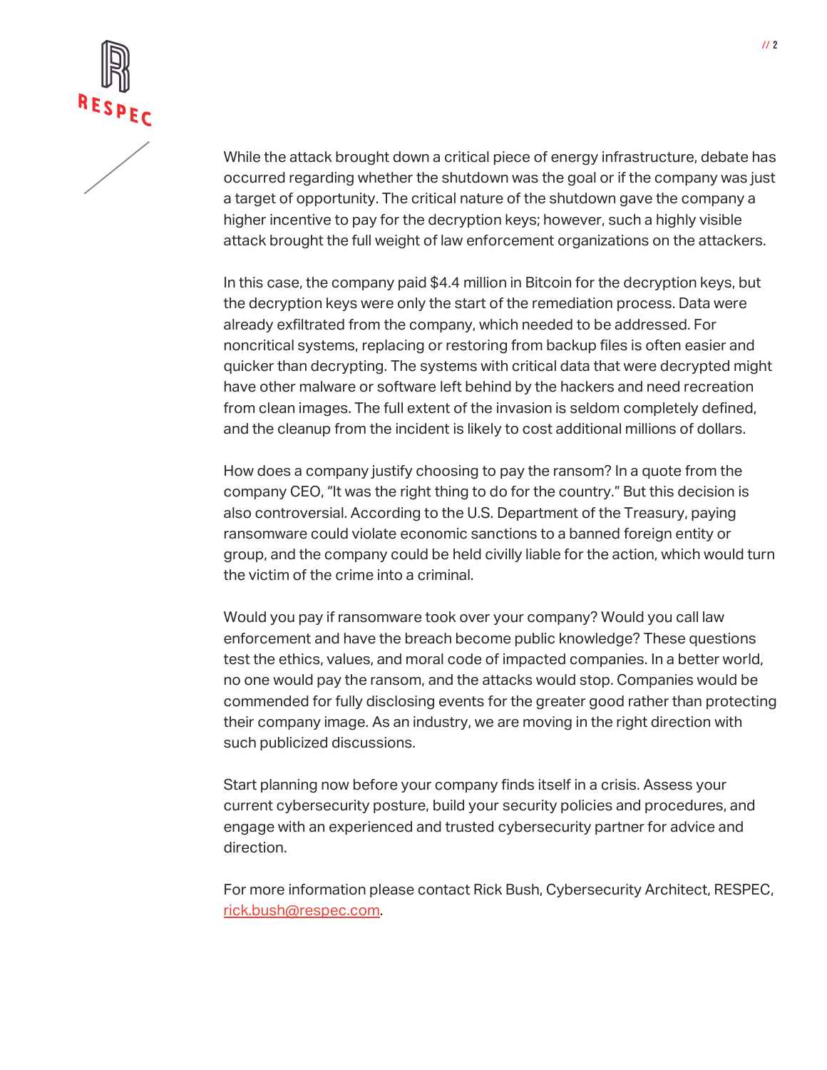While the attack brought down a critical piece of energy infrastructure, debate has occurred regarding whether the shutdown was the goal or if the company was just a target of opportunity. The critical nature of the shutdown gave the company a higher incentive to pay for the decryption keys; however, such a highly visible attack brought the full weight of law enforcement organizations on the attackers.

In this case, the company paid $4.4 million in Bitcoin for the decryption keys, but the decryption keys were only the start of the remediation process. Data were already exfiltrated from the company, which needed to be addressed. For noncritical systems, replacing or restoring from backup files is often easier and quicker than decrypting. The systems with critical data that were decrypted might have other malware or software left behind by the hackers and need recreation from clean images. The full extent of the invasion is seldom completely defined, and the cleanup from the incident is likely to cost additional millions of dollars.

How does a company justify choosing to pay the ransom? In a quote from the company CEO, "It was the right thing to do for the country." But this decision is also controversial. According to the U.S. Department of the Treasury, paying ransomware could violate economic sanctions to a banned foreign entity or group, and the company could be held civilly liable for the action, which would turn the victim of the crime into a criminal.

Would you pay if ransomware took over your company? Would you call law enforcement and have the breach become public knowledge? These questions test the ethics, values, and moral code of impacted companies. In a better world, no one would pay the ransom, and the attacks would stop. Companies would be commended for fully disclosing events for the greater good rather than protecting their company image. As an industry, we are moving in the right direction with such publicized discussions.

Start planning now before your company finds itself in a crisis. Assess your current cybersecurity posture, build your security policies and procedures, and engage with an experienced and trusted cybersecurity partner for advice and direction.

For more information please contact Rick Bush, Cybersecurity Architect, RESPEC, rick.bush@respec.com.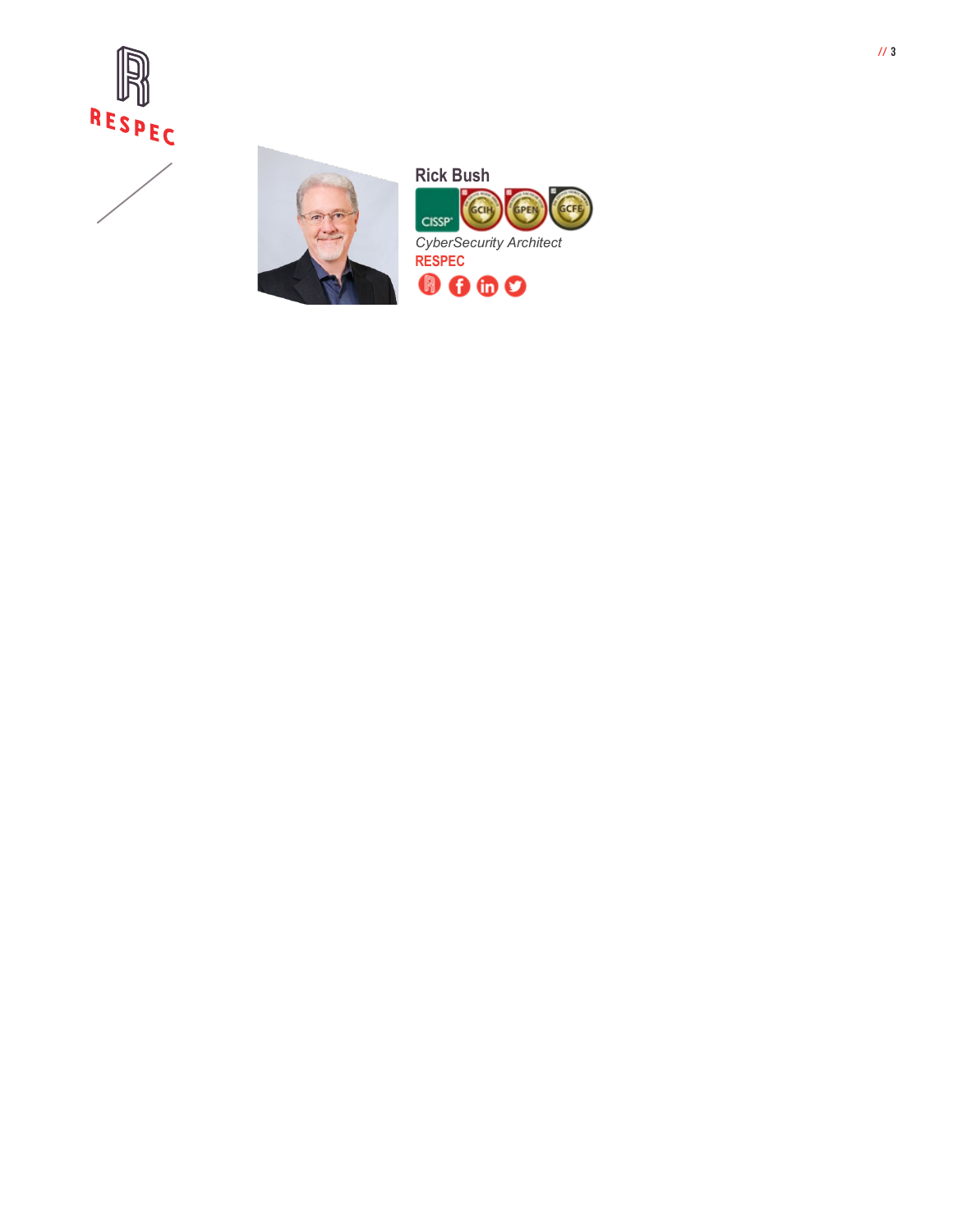**Rick Bush**

*CyberSecurity Architect*

**RESPEC**